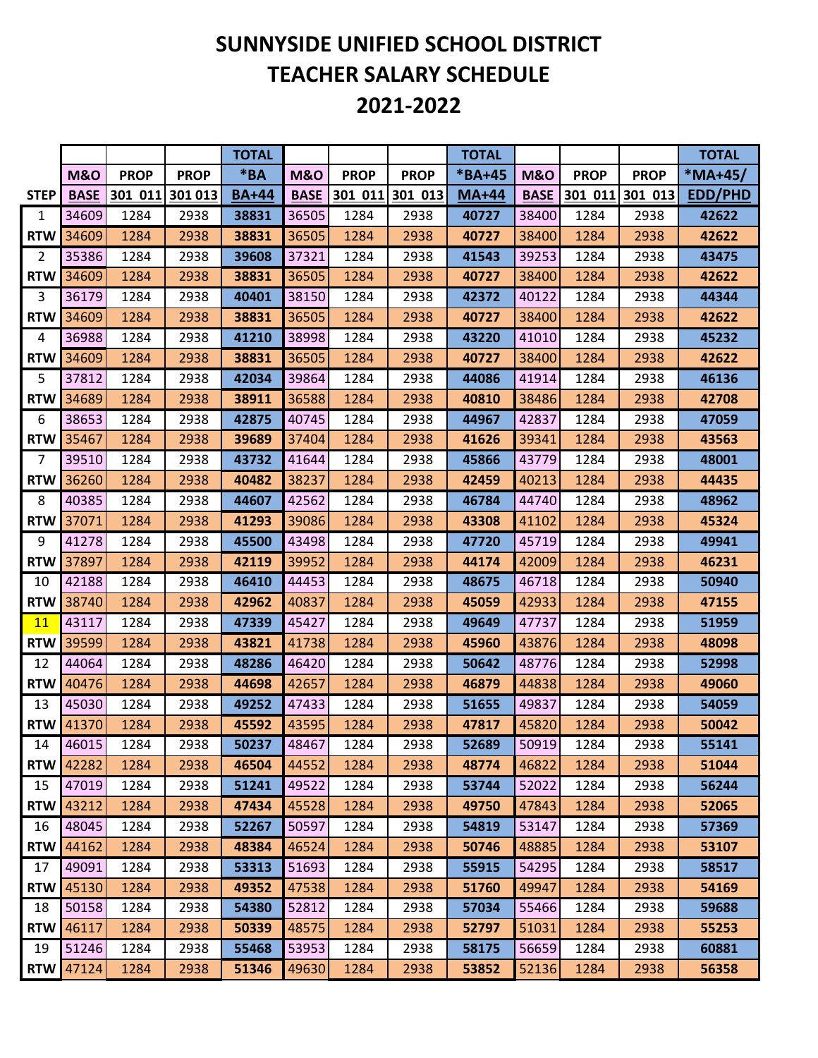# SUNNYSIDE UNIFIED SCHOOL DISTRICT
# TEACHER SALARY SCHEDULE
# 2021-2022

| STEP | M&O BASE | PROP 301 011 | PROP 301 013 | TOTAL *BA BA+44 | M&O BASE | PROP 301 011 | PROP 301 013 | TOTAL *BA+45 MA+44 | M&O BASE | PROP 301 011 | PROP 301 013 | TOTAL *MA+45/ EDD/PHD |
|---|---|---|---|---|---|---|---|---|---|---|---|---|
| 1 | 34609 | 1284 | 2938 | **38831** | 36505 | 1284 | 2938 | **40727** | 38400 | 1284 | 2938 | **42622** |
| RTW | 34609 | 1284 | 2938 | **38831** | 36505 | 1284 | 2938 | **40727** | 38400 | 1284 | 2938 | **42622** |
| 2 | 35386 | 1284 | 2938 | **39608** | 37321 | 1284 | 2938 | **41543** | 39253 | 1284 | 2938 | **43475** |
| RTW | 34609 | 1284 | 2938 | **38831** | 36505 | 1284 | 2938 | **40727** | 38400 | 1284 | 2938 | **42622** |
| 3 | 36179 | 1284 | 2938 | **40401** | 38150 | 1284 | 2938 | **42372** | 40122 | 1284 | 2938 | **44344** |
| RTW | 34609 | 1284 | 2938 | **38831** | 36505 | 1284 | 2938 | **40727** | 38400 | 1284 | 2938 | **42622** |
| 4 | 36988 | 1284 | 2938 | **41210** | 38998 | 1284 | 2938 | **43220** | 41010 | 1284 | 2938 | **45232** |
| RTW | 34609 | 1284 | 2938 | **38831** | 36505 | 1284 | 2938 | **40727** | 38400 | 1284 | 2938 | **42622** |
| 5 | 37812 | 1284 | 2938 | **42034** | 39864 | 1284 | 2938 | **44086** | 41914 | 1284 | 2938 | **46136** |
| RTW | 34689 | 1284 | 2938 | **38911** | 36588 | 1284 | 2938 | **40810** | 38486 | 1284 | 2938 | **42708** |
| 6 | 38653 | 1284 | 2938 | **42875** | 40745 | 1284 | 2938 | **44967** | 42837 | 1284 | 2938 | **47059** |
| RTW | 35467 | 1284 | 2938 | **39689** | 37404 | 1284 | 2938 | **41626** | 39341 | 1284 | 2938 | **43563** |
| 7 | 39510 | 1284 | 2938 | **43732** | 41644 | 1284 | 2938 | **45866** | 43779 | 1284 | 2938 | **48001** |
| RTW | 36260 | 1284 | 2938 | **40482** | 38237 | 1284 | 2938 | **42459** | 40213 | 1284 | 2938 | **44435** |
| 8 | 40385 | 1284 | 2938 | **44607** | 42562 | 1284 | 2938 | **46784** | 44740 | 1284 | 2938 | **48962** |
| RTW | 37071 | 1284 | 2938 | **41293** | 39086 | 1284 | 2938 | **43308** | 41102 | 1284 | 2938 | **45324** |
| 9 | 41278 | 1284 | 2938 | **45500** | 43498 | 1284 | 2938 | **47720** | 45719 | 1284 | 2938 | **49941** |
| RTW | 37897 | 1284 | 2938 | **42119** | 39952 | 1284 | 2938 | **44174** | 42009 | 1284 | 2938 | **46231** |
| 10 | 42188 | 1284 | 2938 | **46410** | 44453 | 1284 | 2938 | **48675** | 46718 | 1284 | 2938 | **50940** |
| RTW | 38740 | 1284 | 2938 | **42962** | 40837 | 1284 | 2938 | **45059** | 42933 | 1284 | 2938 | **47155** |
| 11 | 43117 | 1284 | 2938 | **47339** | 45427 | 1284 | 2938 | **49649** | 47737 | 1284 | 2938 | **51959** |
| RTW | 39599 | 1284 | 2938 | **43821** | 41738 | 1284 | 2938 | **45960** | 43876 | 1284 | 2938 | **48098** |
| 12 | 44064 | 1284 | 2938 | **48286** | 46420 | 1284 | 2938 | **50642** | 48776 | 1284 | 2938 | **52998** |
| RTW | 40476 | 1284 | 2938 | **44698** | 42657 | 1284 | 2938 | **46879** | 44838 | 1284 | 2938 | **49060** |
| 13 | 45030 | 1284 | 2938 | **49252** | 47433 | 1284 | 2938 | **51655** | 49837 | 1284 | 2938 | **54059** |
| RTW | 41370 | 1284 | 2938 | **45592** | 43595 | 1284 | 2938 | **47817** | 45820 | 1284 | 2938 | **50042** |
| 14 | 46015 | 1284 | 2938 | **50237** | 48467 | 1284 | 2938 | **52689** | 50919 | 1284 | 2938 | **55141** |
| RTW | 42282 | 1284 | 2938 | **46504** | 44552 | 1284 | 2938 | **48774** | 46822 | 1284 | 2938 | **51044** |
| 15 | 47019 | 1284 | 2938 | **51241** | 49522 | 1284 | 2938 | **53744** | 52022 | 1284 | 2938 | **56244** |
| RTW | 43212 | 1284 | 2938 | **47434** | 45528 | 1284 | 2938 | **49750** | 47843 | 1284 | 2938 | **52065** |
| 16 | 48045 | 1284 | 2938 | **52267** | 50597 | 1284 | 2938 | **54819** | 53147 | 1284 | 2938 | **57369** |
| RTW | 44162 | 1284 | 2938 | **48384** | 46524 | 1284 | 2938 | **50746** | 48885 | 1284 | 2938 | **53107** |
| 17 | 49091 | 1284 | 2938 | **53313** | 51693 | 1284 | 2938 | **55915** | 54295 | 1284 | 2938 | **58517** |
| RTW | 45130 | 1284 | 2938 | **49352** | 47538 | 1284 | 2938 | **51760** | 49947 | 1284 | 2938 | **54169** |
| 18 | 50158 | 1284 | 2938 | **54380** | 52812 | 1284 | 2938 | **57034** | 55466 | 1284 | 2938 | **59688** |
| RTW | 46117 | 1284 | 2938 | **50339** | 48575 | 1284 | 2938 | **52797** | 51031 | 1284 | 2938 | **55253** |
| 19 | 51246 | 1284 | 2938 | **55468** | 53953 | 1284 | 2938 | **58175** | 56659 | 1284 | 2938 | **60881** |
| RTW | 47124 | 1284 | 2938 | **51346** | 49630 | 1284 | 2938 | **53852** | 52136 | 1284 | 2938 | **56358** |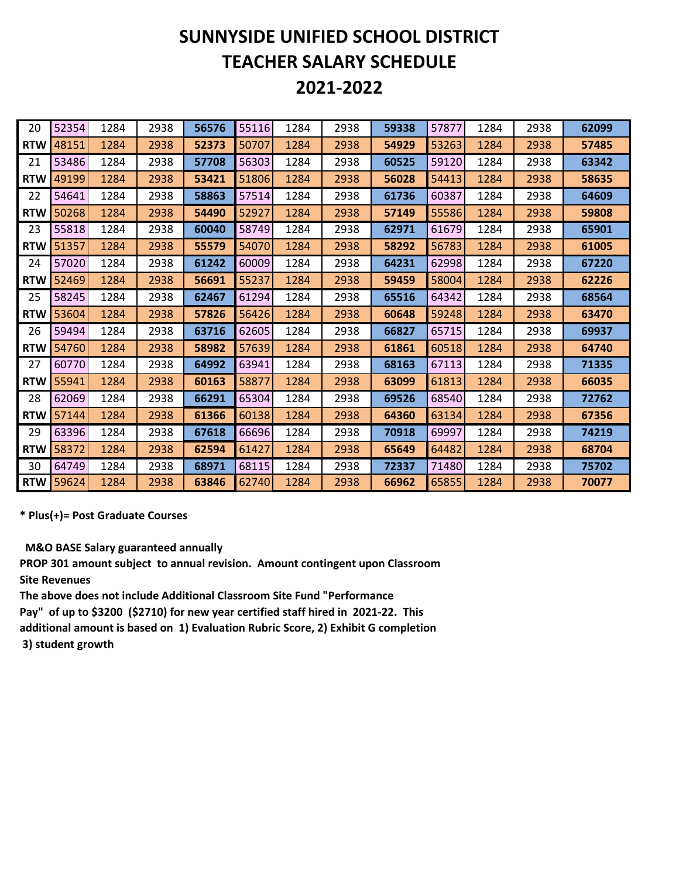# SUNNYSIDE UNIFIED SCHOOL DISTRICT
# TEACHER SALARY SCHEDULE
# 2021-2022

| | | | | | | | | | | | | |
|---|---|---|---|---|---|---|---|---|---|---|---|---|
| 20 | 52354 | 1284 | 2938 | **56576** | 55116 | 1284 | 2938 | **59338** | 57877 | 1284 | 2938 | **62099** |
| **RTW** | 48151 | 1284 | 2938 | **52373** | 50707 | 1284 | 2938 | **54929** | 53263 | 1284 | 2938 | **57485** |
| 21 | 53486 | 1284 | 2938 | **57708** | 56303 | 1284 | 2938 | **60525** | 59120 | 1284 | 2938 | **63342** |
| **RTW** | 49199 | 1284 | 2938 | **53421** | 51806 | 1284 | 2938 | **56028** | 54413 | 1284 | 2938 | **58635** |
| 22 | 54641 | 1284 | 2938 | **58863** | 57514 | 1284 | 2938 | **61736** | 60387 | 1284 | 2938 | **64609** |
| **RTW** | 50268 | 1284 | 2938 | **54490** | 52927 | 1284 | 2938 | **57149** | 55586 | 1284 | 2938 | **59808** |
| 23 | 55818 | 1284 | 2938 | **60040** | 58749 | 1284 | 2938 | **62971** | 61679 | 1284 | 2938 | **65901** |
| **RTW** | 51357 | 1284 | 2938 | **55579** | 54070 | 1284 | 2938 | **58292** | 56783 | 1284 | 2938 | **61005** |
| 24 | 57020 | 1284 | 2938 | **61242** | 60009 | 1284 | 2938 | **64231** | 62998 | 1284 | 2938 | **67220** |
| **RTW** | 52469 | 1284 | 2938 | **56691** | 55237 | 1284 | 2938 | **59459** | 58004 | 1284 | 2938 | **62226** |
| 25 | 58245 | 1284 | 2938 | **62467** | 61294 | 1284 | 2938 | **65516** | 64342 | 1284 | 2938 | **68564** |
| **RTW** | 53604 | 1284 | 2938 | **57826** | 56426 | 1284 | 2938 | **60648** | 59248 | 1284 | 2938 | **63470** |
| 26 | 59494 | 1284 | 2938 | **63716** | 62605 | 1284 | 2938 | **66827** | 65715 | 1284 | 2938 | **69937** |
| **RTW** | 54760 | 1284 | 2938 | **58982** | 57639 | 1284 | 2938 | **61861** | 60518 | 1284 | 2938 | **64740** |
| 27 | 60770 | 1284 | 2938 | **64992** | 63941 | 1284 | 2938 | **68163** | 67113 | 1284 | 2938 | **71335** |
| **RTW** | 55941 | 1284 | 2938 | **60163** | 58877 | 1284 | 2938 | **63099** | 61813 | 1284 | 2938 | **66035** |
| 28 | 62069 | 1284 | 2938 | **66291** | 65304 | 1284 | 2938 | **69526** | 68540 | 1284 | 2938 | **72762** |
| **RTW** | 57144 | 1284 | 2938 | **61366** | 60138 | 1284 | 2938 | **64360** | 63134 | 1284 | 2938 | **67356** |
| 29 | 63396 | 1284 | 2938 | **67618** | 66696 | 1284 | 2938 | **70918** | 69997 | 1284 | 2938 | **74219** |
| **RTW** | 58372 | 1284 | 2938 | **62594** | 61427 | 1284 | 2938 | **65649** | 64482 | 1284 | 2938 | **68704** |
| 30 | 64749 | 1284 | 2938 | **68971** | 68115 | 1284 | 2938 | **72337** | 71480 | 1284 | 2938 | **75702** |
| **RTW** | 59624 | 1284 | 2938 | **63846** | 62740 | 1284 | 2938 | **66962** | 65855 | 1284 | 2938 | **70077** |

**\* Plus(+)= Post Graduate Courses**

**M&O BASE Salary guaranteed annually**

**PROP 301 amount subject to annual revision. Amount contingent upon Classroom Site Revenues**

**The above does not include Additional Classroom Site Fund "Performance Pay" of up to $3200 ($2710) for new year certified staff hired in 2021-22. This additional amount is based on 1) Evaluation Rubric Score, 2) Exhibit G completion 3) student growth**